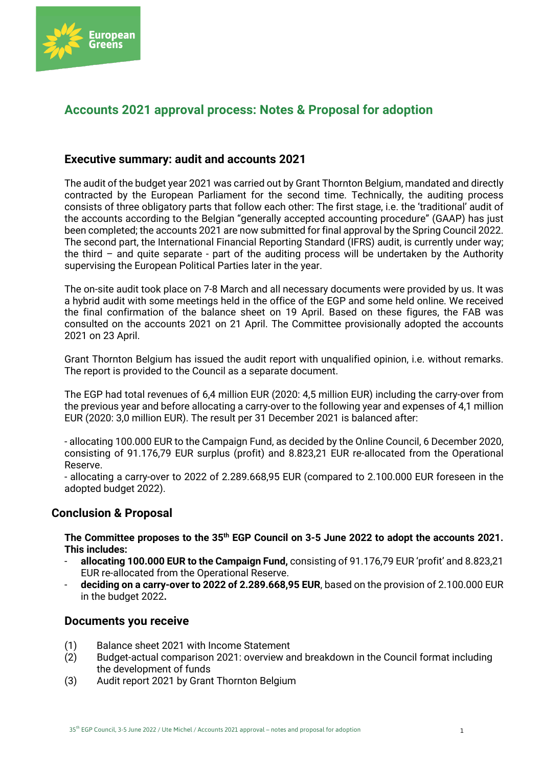# Accounts 2021 approval process: Notes & Proposal for adoption

## Executive summary: audit and accounts 2021

The audit of the budget year 2021 was carried out by Grant Thornton Belgium, mandated and directly contracted by the European Parliament for the second time. Technically, the auditing process consists of three obligatory parts that follow each other: The first stage, i.e. the 'traditional' audit of the accounts according to the Belgian "generally accepted accounting procedure" (GAAP) has just been completed; the accounts 2021 are now submitted for final approval by the Spring Council 2022. The second part, the International Financial Reporting Standard (IFRS) audit, is currently under way; the third – and quite separate - part of the auditing process will be undertaken by the Authority supervising the European Political Parties later in the year.

The on-site audit took place on 7-8 March and all necessary documents were provided by us. It was a hybrid audit with some meetings held in the office of the EGP and some held online. We received the final confirmation of the balance sheet on 19 April. Based on these figures, the FAB was consulted on the accounts 2021 on 21 April. The Committee provisionally adopted the accounts 2021 on 23 April.

Grant Thornton Belgium has issued the audit report with unqualified opinion, i.e. without remarks. The report is provided to the Council as a separate document.

The EGP had total revenues of 6,4 million EUR (2020: 4,5 million EUR) including the carry-over from the previous year and before allocating a carry-over to the following year and expenses of 4,1 million EUR (2020: 3,0 million EUR). The result per 31 December 2021 is balanced after:

- allocating 100.000 EUR to the Campaign Fund, as decided by the Online Council, 6 December 2020, consisting of 91.176,79 EUR surplus (profit) and 8.823,21 EUR re-allocated from the Operational Reserve.
- allocating a carry-over to 2022 of 2.289.668,95 EUR (compared to 2.100.000 EUR foreseen in the adopted budget 2022).

## Conclusion & Proposal

**The Committee proposes to the 35th EGP Council on 3-5 June 2022 to adopt the accounts 2021. This includes:**

- **allocating 100.000 EUR to the Campaign Fund,** consisting of 91.176,79 EUR 'profit' and 8.823,21 EUR re-allocated from the Operational Reserve.
- **deciding on a carry-over to 2022 of 2.289.668,95 EUR**, based on the provision of 2.100.000 EUR in the budget 2022**.**

## Documents you receive

(1) Balance sheet 2021 with Income Statement
(2) Budget-actual comparison 2021: overview and breakdown in the Council format including the development of funds
(3) Audit report 2021 by Grant Thornton Belgium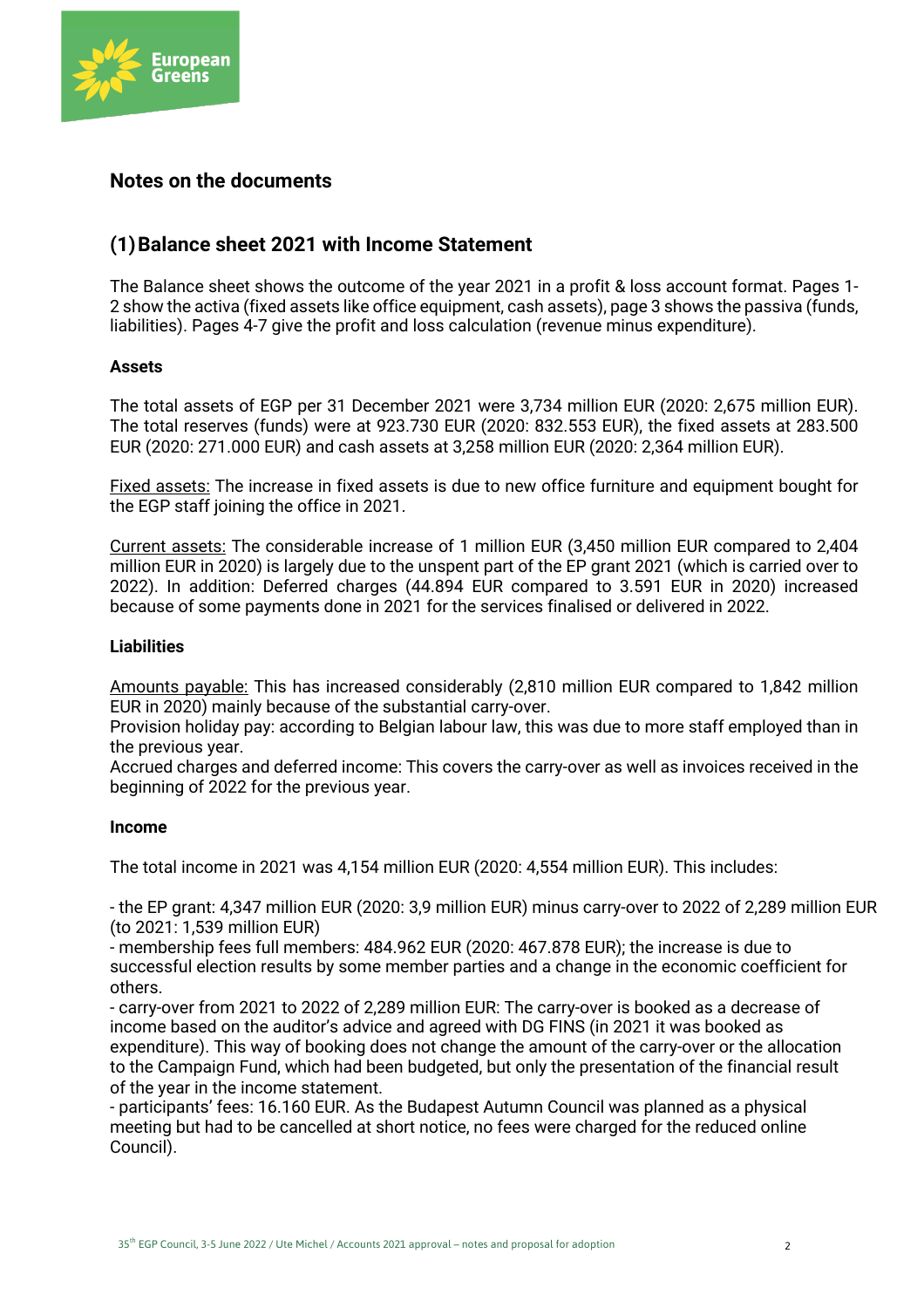## Notes on the documents

### (1) Balance sheet 2021 with Income Statement

The Balance sheet shows the outcome of the year 2021 in a profit & loss account format. Pages 1-2 show the activa (fixed assets like office equipment, cash assets), page 3 shows the passiva (funds, liabilities). Pages 4-7 give the profit and loss calculation (revenue minus expenditure).

**Assets**

The total assets of EGP per 31 December 2021 were 3,734 million EUR (2020: 2,675 million EUR). The total reserves (funds) were at 923.730 EUR (2020: 832.553 EUR), the fixed assets at 283.500 EUR (2020: 271.000 EUR) and cash assets at 3,258 million EUR (2020: 2,364 million EUR).

Fixed assets: The increase in fixed assets is due to new office furniture and equipment bought for the EGP staff joining the office in 2021.

Current assets: The considerable increase of 1 million EUR (3,450 million EUR compared to 2,404 million EUR in 2020) is largely due to the unspent part of the EP grant 2021 (which is carried over to 2022). In addition: Deferred charges (44.894 EUR compared to 3.591 EUR in 2020) increased because of some payments done in 2021 for the services finalised or delivered in 2022.

**Liabilities**

Amounts payable: This has increased considerably (2,810 million EUR compared to 1,842 million EUR in 2020) mainly because of the substantial carry-over.
Provision holiday pay: according to Belgian labour law, this was due to more staff employed than in the previous year.
Accrued charges and deferred income: This covers the carry-over as well as invoices received in the beginning of 2022 for the previous year.

**Income**

The total income in 2021 was 4,154 million EUR (2020: 4,554 million EUR). This includes:

- the EP grant: 4,347 million EUR (2020: 3,9 million EUR) minus carry-over to 2022 of 2,289 million EUR (to 2021: 1,539 million EUR)
- membership fees full members: 484.962 EUR (2020: 467.878 EUR); the increase is due to successful election results by some member parties and a change in the economic coefficient for others.
- carry-over from 2021 to 2022 of 2,289 million EUR: The carry-over is booked as a decrease of income based on the auditor's advice and agreed with DG FINS (in 2021 it was booked as expenditure). This way of booking does not change the amount of the carry-over or the allocation to the Campaign Fund, which had been budgeted, but only the presentation of the financial result of the year in the income statement.
- participants' fees: 16.160 EUR. As the Budapest Autumn Council was planned as a physical meeting but had to be cancelled at short notice, no fees were charged for the reduced online Council).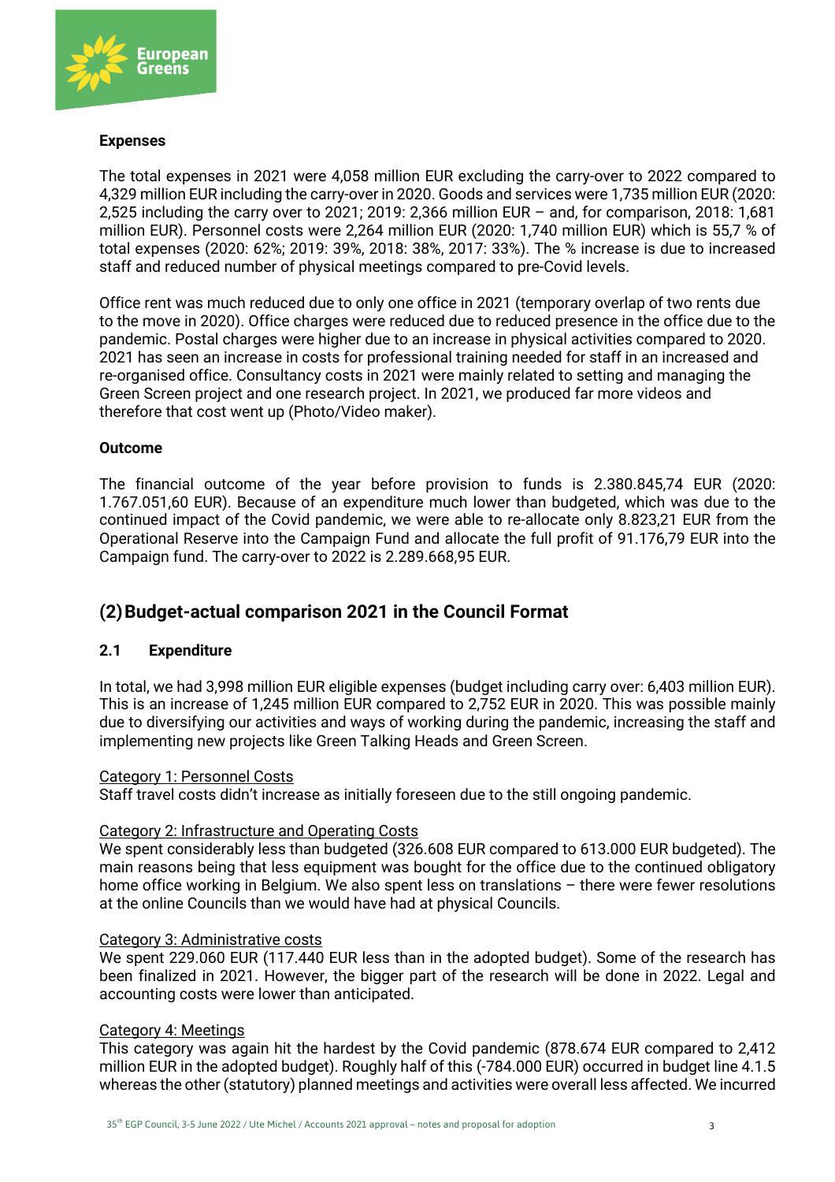**Expenses**

The total expenses in 2021 were 4,058 million EUR excluding the carry-over to 2022 compared to 4,329 million EUR including the carry-over in 2020. Goods and services were 1,735 million EUR (2020: 2,525 including the carry over to 2021; 2019: 2,366 million EUR – and, for comparison, 2018: 1,681 million EUR). Personnel costs were 2,264 million EUR (2020: 1,740 million EUR) which is 55,7 % of total expenses (2020: 62%; 2019: 39%, 2018: 38%, 2017: 33%). The % increase is due to increased staff and reduced number of physical meetings compared to pre-Covid levels.

Office rent was much reduced due to only one office in 2021 (temporary overlap of two rents due to the move in 2020). Office charges were reduced due to reduced presence in the office due to the pandemic. Postal charges were higher due to an increase in physical activities compared to 2020. 2021 has seen an increase in costs for professional training needed for staff in an increased and re-organised office. Consultancy costs in 2021 were mainly related to setting and managing the Green Screen project and one research project. In 2021, we produced far more videos and therefore that cost went up (Photo/Video maker).

**Outcome**

The financial outcome of the year before provision to funds is 2.380.845,74 EUR (2020: 1.767.051,60 EUR). Because of an expenditure much lower than budgeted, which was due to the continued impact of the Covid pandemic, we were able to re-allocate only 8.823,21 EUR from the Operational Reserve into the Campaign Fund and allocate the full profit of 91.176,79 EUR into the Campaign fund. The carry-over to 2022 is 2.289.668,95 EUR.

## (2) Budget-actual comparison 2021 in the Council Format

### 2.1 Expenditure

In total, we had 3,998 million EUR eligible expenses (budget including carry over: 6,403 million EUR). This is an increase of 1,245 million EUR compared to 2,752 EUR in 2020. This was possible mainly due to diversifying our activities and ways of working during the pandemic, increasing the staff and implementing new projects like Green Talking Heads and Green Screen.

<u>Category 1: Personnel Costs</u>
Staff travel costs didn't increase as initially foreseen due to the still ongoing pandemic.

<u>Category 2: Infrastructure and Operating Costs</u>
We spent considerably less than budgeted (326.608 EUR compared to 613.000 EUR budgeted). The main reasons being that less equipment was bought for the office due to the continued obligatory home office working in Belgium. We also spent less on translations – there were fewer resolutions at the online Councils than we would have had at physical Councils.

<u>Category 3: Administrative costs</u>
We spent 229.060 EUR (117.440 EUR less than in the adopted budget). Some of the research has been finalized in 2021. However, the bigger part of the research will be done in 2022. Legal and accounting costs were lower than anticipated.

<u>Category 4: Meetings</u>
This category was again hit the hardest by the Covid pandemic (878.674 EUR compared to 2,412 million EUR in the adopted budget). Roughly half of this (-784.000 EUR) occurred in budget line 4.1.5 whereas the other (statutory) planned meetings and activities were overall less affected. We incurred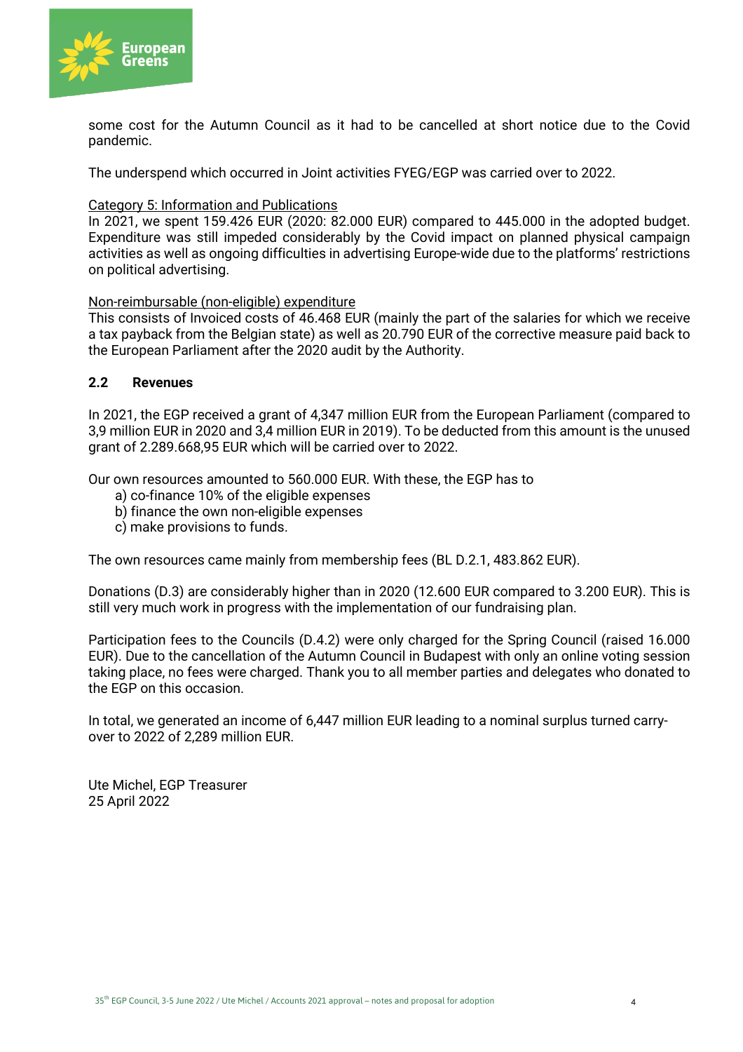some cost for the Autumn Council as it had to be cancelled at short notice due to the Covid pandemic.

The underspend which occurred in Joint activities FYEG/EGP was carried over to 2022.

<u>Category 5: Information and Publications</u>
In 2021, we spent 159.426 EUR (2020: 82.000 EUR) compared to 445.000 in the adopted budget. Expenditure was still impeded considerably by the Covid impact on planned physical campaign activities as well as ongoing difficulties in advertising Europe-wide due to the platforms' restrictions on political advertising.

<u>Non-reimbursable (non-eligible) expenditure</u>
This consists of Invoiced costs of 46.468 EUR (mainly the part of the salaries for which we receive a tax payback from the Belgian state) as well as 20.790 EUR of the corrective measure paid back to the European Parliament after the 2020 audit by the Authority.

### 2.2 Revenues

In 2021, the EGP received a grant of 4,347 million EUR from the European Parliament (compared to 3,9 million EUR in 2020 and 3,4 million EUR in 2019). To be deducted from this amount is the unused grant of 2.289.668,95 EUR which will be carried over to 2022.

Our own resources amounted to 560.000 EUR. With these, the EGP has to

a) co-finance 10% of the eligible expenses
b) finance the own non-eligible expenses
c) make provisions to funds.

The own resources came mainly from membership fees (BL D.2.1, 483.862 EUR).

Donations (D.3) are considerably higher than in 2020 (12.600 EUR compared to 3.200 EUR). This is still very much work in progress with the implementation of our fundraising plan.

Participation fees to the Councils (D.4.2) were only charged for the Spring Council (raised 16.000 EUR). Due to the cancellation of the Autumn Council in Budapest with only an online voting session taking place, no fees were charged. Thank you to all member parties and delegates who donated to the EGP on this occasion.

In total, we generated an income of 6,447 million EUR leading to a nominal surplus turned carry-over to 2022 of 2,289 million EUR.

Ute Michel, EGP Treasurer
25 April 2022